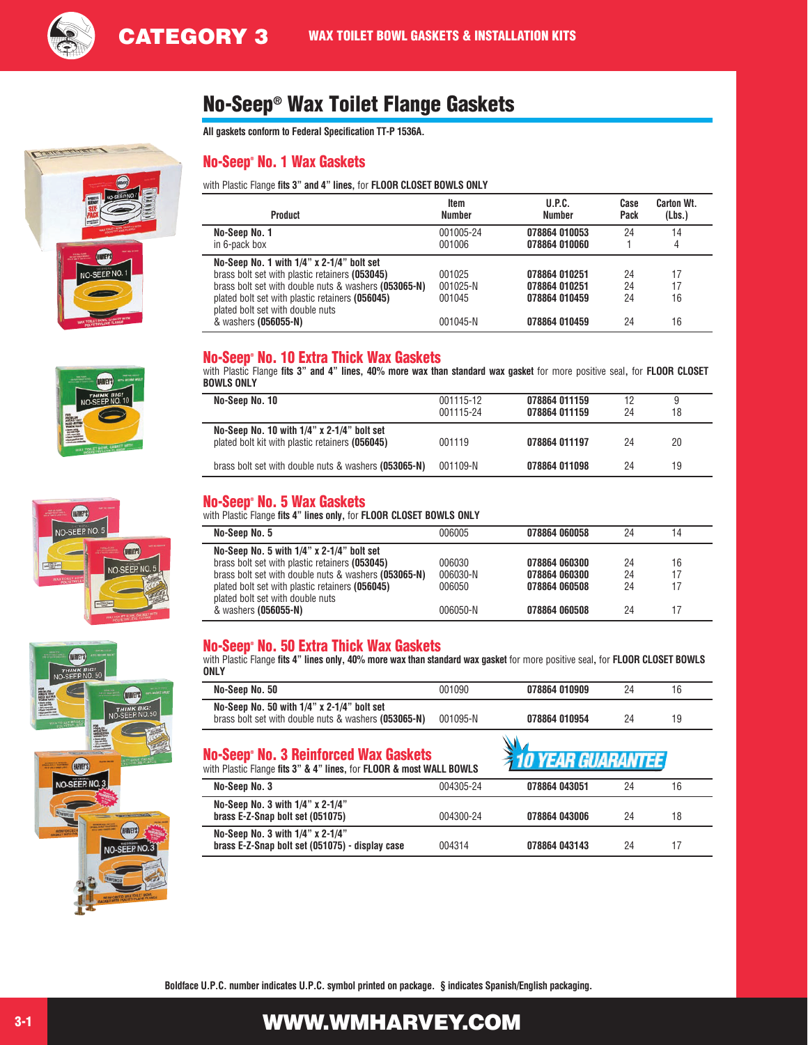CATEGORY 3 — WAX TOILET BOWL GASKETS & INSTALLATION KITS

# No-Seep® Wax Toilet Flange Gaskets

**All gaskets conform to Federal Specification TT-P 1536A.**

## No-Seep® No. 1 Wax Gaskets

with Plastic Flange **fits 3" and 4" lines,** for **FLOOR CLOSET BOWLS ONLY**

| Product | Item Number | U.P.C. Number | Case Pack | Carton Wt. (Lbs.) |
|---|---|---|---|---|
| **No-Seep No. 1** | 001005-24 | **078864 010053** | 24 | 14 |
| in 6-pack box | 001006 | **078864 010060** | 1 | 4 |
| **No-Seep No. 1 with 1/4" x 2-1/4" bolt set** | | | | |
| brass bolt set with plastic retainers **(053045)** | 001025 | **078864 010251** | 24 | 17 |
| brass bolt set with double nuts & washers **(053065-N)** | 001025-N | **078864 010251** | 24 | 17 |
| plated bolt set with plastic retainers **(056045)** | 001045 | **078864 010459** | 24 | 16 |
| plated bolt set with double nuts & washers **(056055-N)** | 001045-N | **078864 010459** | 24 | 16 |

## No-Seep® No. 10 Extra Thick Wax Gaskets

with Plastic Flange **fits 3" and 4" lines, 40% more wax than standard wax gasket** for more positive seal, for **FLOOR CLOSET BOWLS ONLY**

| Product | Item Number | U.P.C. Number | Case Pack | Carton Wt. (Lbs.) |
|---|---|---|---|---|
| **No-Seep No. 10** | 001115-12 | **078864 011159** | 12 | 9 |
| | 001115-24 | **078864 011159** | 24 | 18 |
| **No-Seep No. 10 with 1/4" x 2-1/4" bolt set** | | | | |
| plated bolt kit with plastic retainers **(056045)** | 001119 | **078864 011197** | 24 | 20 |
| brass bolt set with double nuts & washers **(053065-N)** | 001109-N | **078864 011098** | 24 | 19 |

## No-Seep® No. 5 Wax Gaskets

with Plastic Flange **fits 4" lines only,** for **FLOOR CLOSET BOWLS ONLY**

| Product | Item Number | U.P.C. Number | Case Pack | Carton Wt. (Lbs.) |
|---|---|---|---|---|
| **No-Seep No. 5** | 006005 | **078864 060058** | 24 | 14 |
| **No-Seep No. 5 with 1/4" x 2-1/4" bolt set** | | | | |
| brass bolt set with plastic retainers **(053045)** | 006030 | **078864 060300** | 24 | 16 |
| brass bolt set with double nuts & washers **(053065-N)** | 006030-N | **078864 060300** | 24 | 17 |
| plated bolt set with plastic retainers **(056045)** | 006050 | **078864 060508** | 24 | 17 |
| plated bolt set with double nuts & washers **(056055-N)** | 006050-N | **078864 060508** | 24 | 17 |

## No-Seep® No. 50 Extra Thick Wax Gaskets

with Plastic Flange **fits 4" lines only, 40% more wax than standard wax gasket** for more positive seal, for **FLOOR CLOSET BOWLS ONLY**

| Product | Item Number | U.P.C. Number | Case Pack | Carton Wt. (Lbs.) |
|---|---|---|---|---|
| **No-Seep No. 50** | 001090 | **078864 010909** | 24 | 16 |
| **No-Seep No. 50 with 1/4" x 2-1/4" bolt set** brass bolt set with double nuts & washers **(053065-N)** | 001095-N | **078864 010954** | 24 | 19 |

## No-Seep® No. 3 Reinforced Wax Gaskets

**10 YEAR GUARANTEE**

with Plastic Flange **fits 3" & 4" lines,** for **FLOOR & most WALL BOWLS**

| Product | Item Number | U.P.C. Number | Case Pack | Carton Wt. (Lbs.) |
|---|---|---|---|---|
| **No-Seep No. 3** | 004305-24 | **078864 043051** | 24 | 16 |
| **No-Seep No. 3 with 1/4" x 2-1/4" brass E-Z-Snap bolt set (051075)** | 004300-24 | **078864 043006** | 24 | 18 |
| **No-Seep No. 3 with 1/4" x 2-1/4" brass E-Z-Snap bolt set (051075) - display case** | 004314 | **078864 043143** | 24 | 17 |

**Boldface U.P.C. number indicates U.P.C. symbol printed on package. § indicates Spanish/English packaging.**

**WWW.WMHARVEY.COM**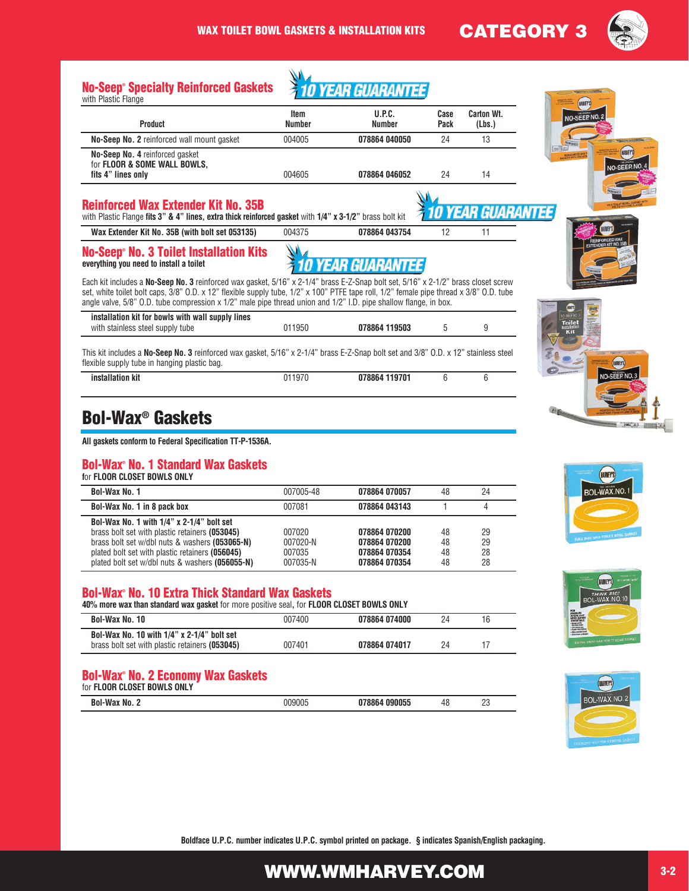## No-Seep® Specialty Reinforced Gaskets

with Plastic Flange

10 YEAR GUARANTEE

| Product | Item Number | U.P.C. Number | Case Pack | Carton Wt. (Lbs.) |
|---|---|---|---|---|
| **No-Seep No. 2** reinforced wall mount gasket | 004005 | **078864 040050** | 24 | 13 |
| **No-Seep No. 4** reinforced gasket for **FLOOR & SOME WALL BOWLS, fits 4" lines only** | 004605 | **078864 046052** | 24 | 14 |

## Reinforced Wax Extender Kit No. 35B

with Plastic Flange **fits 3" & 4" lines, extra thick reinforced gasket** with **1/4" x 3-1/2"** brass bolt kit

10 YEAR GUARANTEE

| Product | Item Number | U.P.C. Number | Case Pack | Carton Wt. (Lbs.) |
|---|---|---|---|---|
| **Wax Extender Kit No. 35B (with bolt set 053135)** | 004375 | **078864 043754** | 12 | 11 |

## No-Seep® No. 3 Toilet Installation Kits

**everything you need to install a toilet**

10 YEAR GUARANTEE

Each kit includes a **No-Seep No. 3** reinforced wax gasket, 5/16" x 2-1/4" brass E-Z-Snap bolt set, 5/16" x 2-1/2" brass closet screw set, white toilet bolt caps, 3/8" O.D. x 12" flexible supply tube, 1/2" x 100" PTFE tape roll, 1/2" female pipe thread x 3/8" O.D. tube angle valve, 5/8" O.D. tube compression x 1/2" male pipe thread union and 1/2" I.D. pipe shallow flange, in box.

| Product | Item Number | U.P.C. Number | Case Pack | Carton Wt. (Lbs.) |
|---|---|---|---|---|
| **installation kit for bowls with wall supply lines** with stainless steel supply tube | 011950 | **078864 119503** | 5 | 9 |

This kit includes a **No-Seep No. 3** reinforced wax gasket, 5/16" x 2-1/4" brass E-Z-Snap bolt set and 3/8" O.D. x 12" stainless steel flexible supply tube in hanging plastic bag.

| Product | Item Number | U.P.C. Number | Case Pack | Carton Wt. (Lbs.) |
|---|---|---|---|---|
| **installation kit** | 011970 | **078864 119701** | 6 | 6 |

# Bol-Wax® Gaskets

**All gaskets conform to Federal Specification TT-P-1536A.**

## Bol-Wax® No. 1 Standard Wax Gaskets

for **FLOOR CLOSET BOWLS ONLY**

| Product | Item Number | U.P.C. Number | Case Pack | Carton Wt. (Lbs.) |
|---|---|---|---|---|
| **Bol-Wax No. 1** | 007005-48 | **078864 070057** | 48 | 24 |
| **Bol-Wax No. 1 in 8 pack box** | 007081 | **078864 043143** | 1 | 4 |
| **Bol-Wax No. 1 with 1/4" x 2-1/4" bolt set** | | | | |
| brass bolt set with plastic retainers **(053045)** | 007020 | **078864 070200** | 48 | 29 |
| brass bolt set w/dbl nuts & washers **(053065-N)** | 007020-N | **078864 070200** | 48 | 29 |
| plated bolt set with plastic retainers **(056045)** | 007035 | **078864 070354** | 48 | 28 |
| plated bolt set w/dbl nuts & washers **(056055-N)** | 007035-N | **078864 070354** | 48 | 28 |

## Bol-Wax® No. 10 Extra Thick Standard Wax Gaskets

**40% more wax than standard wax gasket** for more positive seal, for **FLOOR CLOSET BOWLS ONLY**

| Product | Item Number | U.P.C. Number | Case Pack | Carton Wt. (Lbs.) |
|---|---|---|---|---|
| **Bol-Wax No. 10** | 007400 | **078864 074000** | 24 | 16 |
| **Bol-Wax No. 10 with 1/4" x 2-1/4" bolt set** brass bolt set with plastic retainers **(053045)** | 007401 | **078864 074017** | 24 | 17 |

## Bol-Wax® No. 2 Economy Wax Gaskets

for **FLOOR CLOSET BOWLS ONLY**

| Product | Item Number | U.P.C. Number | Case Pack | Carton Wt. (Lbs.) |
|---|---|---|---|---|
| **Bol-Wax No. 2** | 009005 | **078864 090055** | 48 | 23 |

**Boldface U.P.C. number indicates U.P.C. symbol printed on package. § indicates Spanish/English packaging.**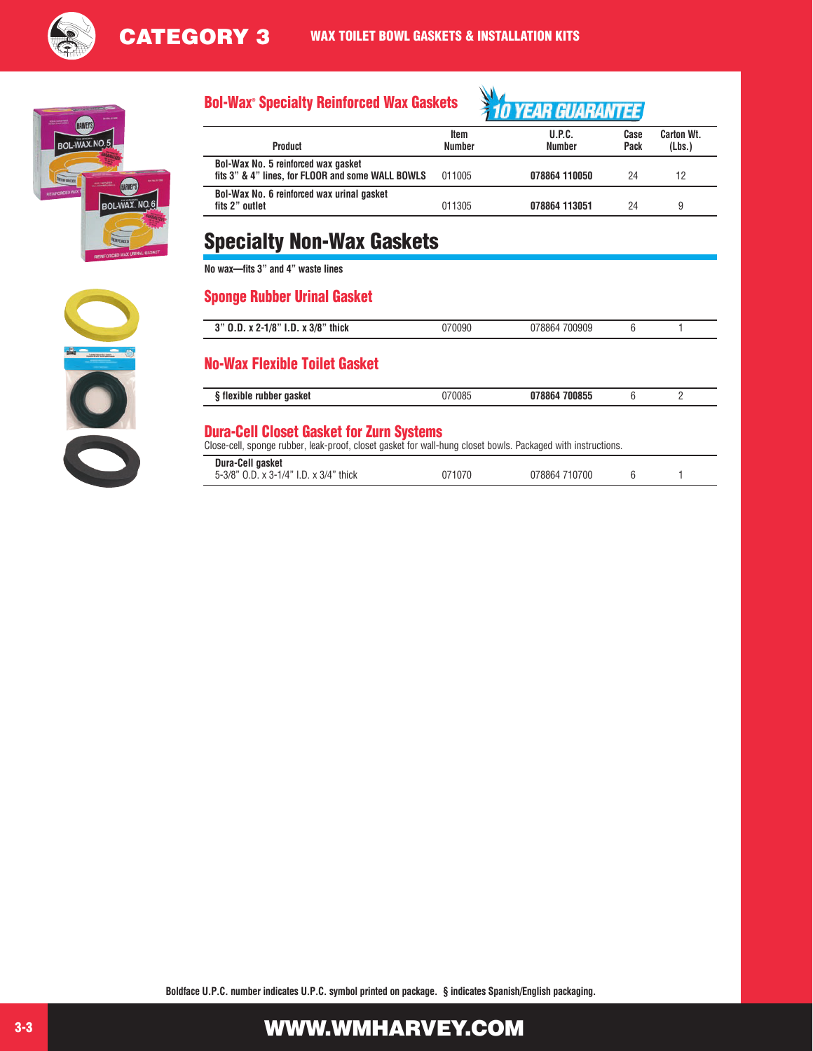## Bol-Wax® Specialty Reinforced Wax Gaskets

10 YEAR GUARANTEE

| Product | Item Number | U.P.C. Number | Case Pack | Carton Wt. (Lbs.) |
|---|---|---|---|---|
| Bol-Wax No. 5 reinforced wax gasket fits 3" & 4" lines, for FLOOR and some WALL BOWLS | 011005 | **078864 110050** | 24 | 12 |
| Bol-Wax No. 6 reinforced wax urinal gasket fits 2" outlet | 011305 | **078864 113051** | 24 | 9 |

# Specialty Non-Wax Gaskets

No wax—fits 3" and 4" waste lines

## Sponge Rubber Urinal Gasket

| | | | | |
|---|---|---|---|---|
| 3" O.D. x 2-1/8" I.D. x 3/8" thick | 070090 | 078864 700909 | 6 | 1 |

## No-Wax Flexible Toilet Gasket

| | | | | |
|---|---|---|---|---|
| § flexible rubber gasket | 070085 | **078864 700855** | 6 | 2 |

## Dura-Cell Closet Gasket for Zurn Systems

Close-cell, sponge rubber, leak-proof, closet gasket for wall-hung closet bowls. Packaged with instructions.

| | | | | |
|---|---|---|---|---|
| Dura-Cell gasket 5-3/8" O.D. x 3-1/4" I.D. x 3/4" thick | 071070 | 078864 710700 | 6 | 1 |

Boldface U.P.C. number indicates U.P.C. symbol printed on package. § indicates Spanish/English packaging.